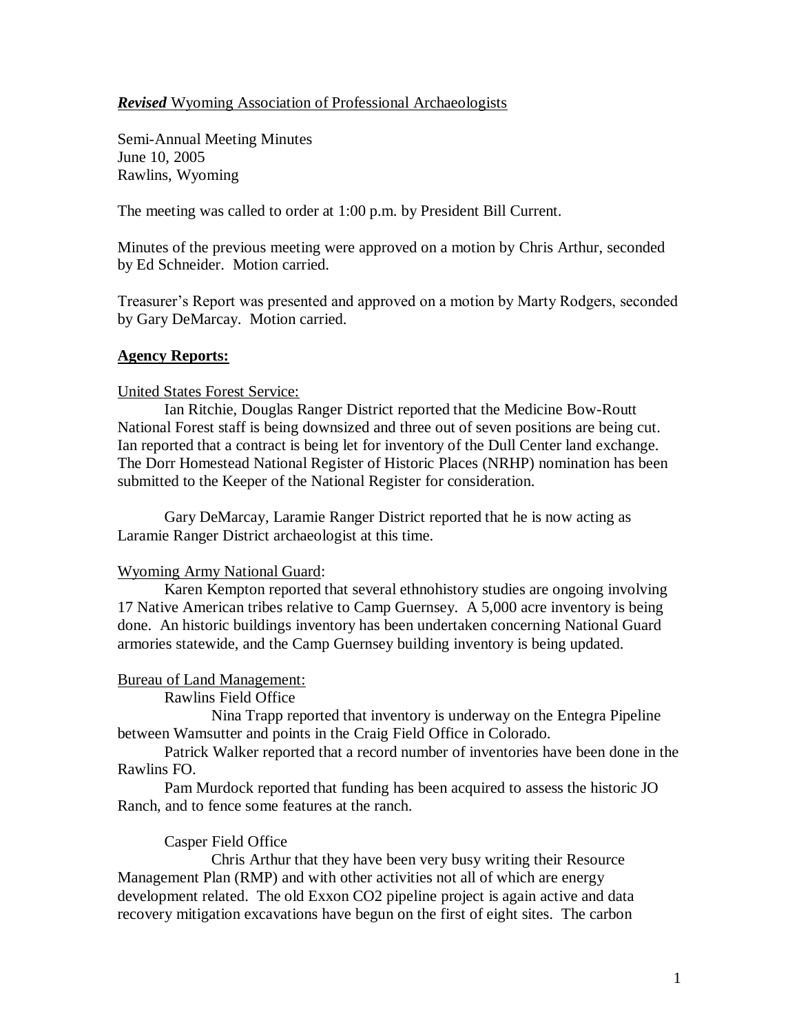***Revised*** Wyoming Association of Professional Archaeologists

Semi-Annual Meeting Minutes
June 10, 2005
Rawlins, Wyoming

The meeting was called to order at 1:00 p.m. by President Bill Current.

Minutes of the previous meeting were approved on a motion by Chris Arthur, seconded by Ed Schneider. Motion carried.

Treasurer's Report was presented and approved on a motion by Marty Rodgers, seconded by Gary DeMarcay. Motion carried.

## Agency Reports:

United States Forest Service:

Ian Ritchie, Douglas Ranger District reported that the Medicine Bow-Routt National Forest staff is being downsized and three out of seven positions are being cut. Ian reported that a contract is being let for inventory of the Dull Center land exchange. The Dorr Homestead National Register of Historic Places (NRHP) nomination has been submitted to the Keeper of the National Register for consideration.

Gary DeMarcay, Laramie Ranger District reported that he is now acting as Laramie Ranger District archaeologist at this time.

Wyoming Army National Guard:

Karen Kempton reported that several ethnohistory studies are ongoing involving 17 Native American tribes relative to Camp Guernsey. A 5,000 acre inventory is being done. An historic buildings inventory has been undertaken concerning National Guard armories statewide, and the Camp Guernsey building inventory is being updated.

Bureau of Land Management:

Rawlins Field Office

Nina Trapp reported that inventory is underway on the Entegra Pipeline between Wamsutter and points in the Craig Field Office in Colorado.

Patrick Walker reported that a record number of inventories have been done in the Rawlins FO.

Pam Murdock reported that funding has been acquired to assess the historic JO Ranch, and to fence some features at the ranch.

Casper Field Office

Chris Arthur that they have been very busy writing their Resource Management Plan (RMP) and with other activities not all of which are energy development related. The old Exxon $CO_2$ pipeline project is again active and data recovery mitigation excavations have begun on the first of eight sites. The carbon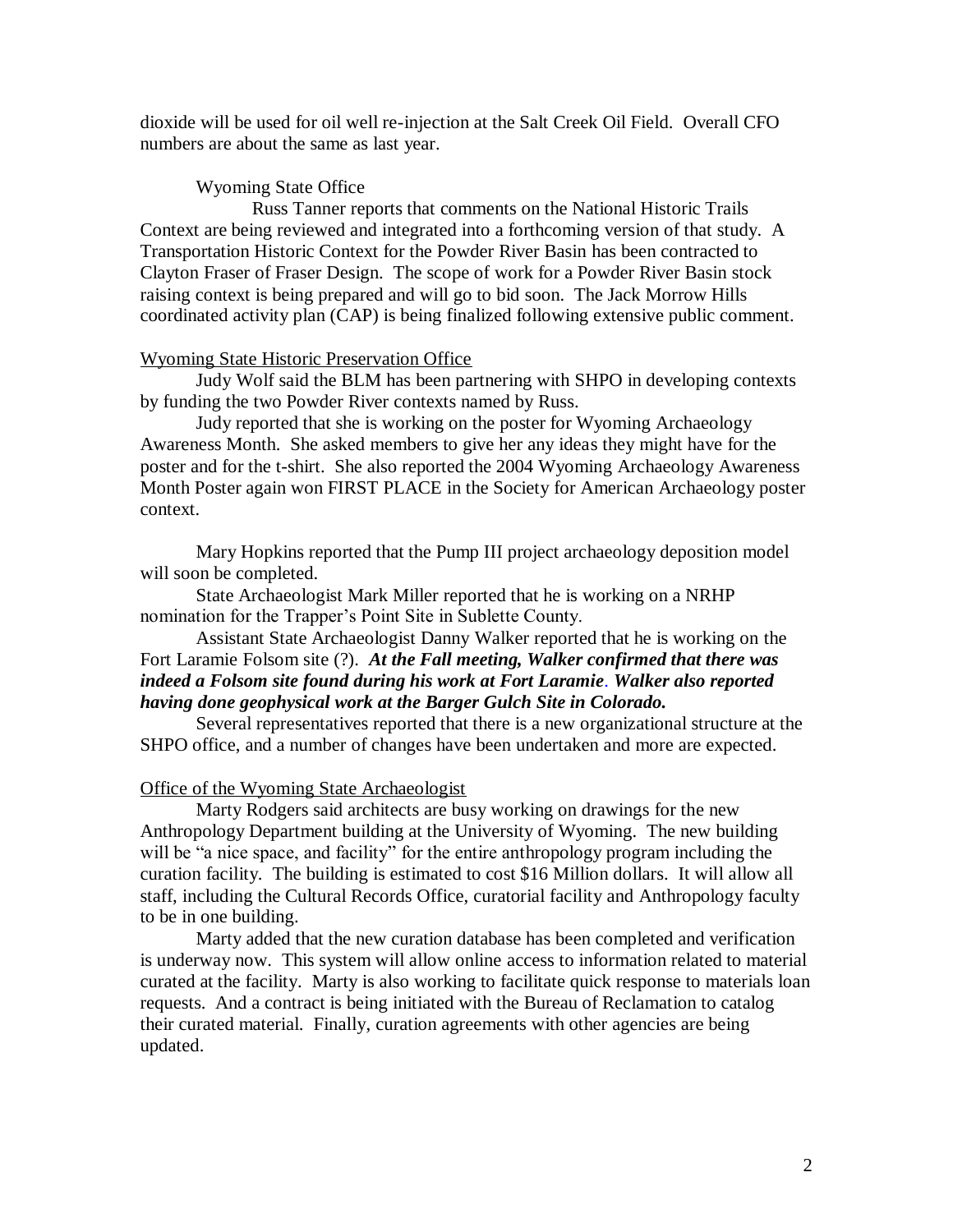dioxide will be used for oil well re-injection at the Salt Creek Oil Field. Overall CFO numbers are about the same as last year.

Wyoming State Office

Russ Tanner reports that comments on the National Historic Trails Context are being reviewed and integrated into a forthcoming version of that study. A Transportation Historic Context for the Powder River Basin has been contracted to Clayton Fraser of Fraser Design. The scope of work for a Powder River Basin stock raising context is being prepared and will go to bid soon. The Jack Morrow Hills coordinated activity plan (CAP) is being finalized following extensive public comment.

Wyoming State Historic Preservation Office

Judy Wolf said the BLM has been partnering with SHPO in developing contexts by funding the two Powder River contexts named by Russ.

Judy reported that she is working on the poster for Wyoming Archaeology Awareness Month. She asked members to give her any ideas they might have for the poster and for the t-shirt. She also reported the 2004 Wyoming Archaeology Awareness Month Poster again won FIRST PLACE in the Society for American Archaeology poster context.

Mary Hopkins reported that the Pump III project archaeology deposition model will soon be completed.

State Archaeologist Mark Miller reported that he is working on a NRHP nomination for the Trapper's Point Site in Sublette County.

Assistant State Archaeologist Danny Walker reported that he is working on the Fort Laramie Folsom site (?). ***At the Fall meeting, Walker confirmed that there was indeed a Folsom site found during his work at Fort Laramie. Walker also reported having done geophysical work at the Barger Gulch Site in Colorado.***

Several representatives reported that there is a new organizational structure at the SHPO office, and a number of changes have been undertaken and more are expected.

Office of the Wyoming State Archaeologist

Marty Rodgers said architects are busy working on drawings for the new Anthropology Department building at the University of Wyoming. The new building will be "a nice space, and facility" for the entire anthropology program including the curation facility. The building is estimated to cost $16 Million dollars. It will allow all staff, including the Cultural Records Office, curatorial facility and Anthropology faculty to be in one building.

Marty added that the new curation database has been completed and verification is underway now. This system will allow online access to information related to material curated at the facility. Marty is also working to facilitate quick response to materials loan requests. And a contract is being initiated with the Bureau of Reclamation to catalog their curated material. Finally, curation agreements with other agencies are being updated.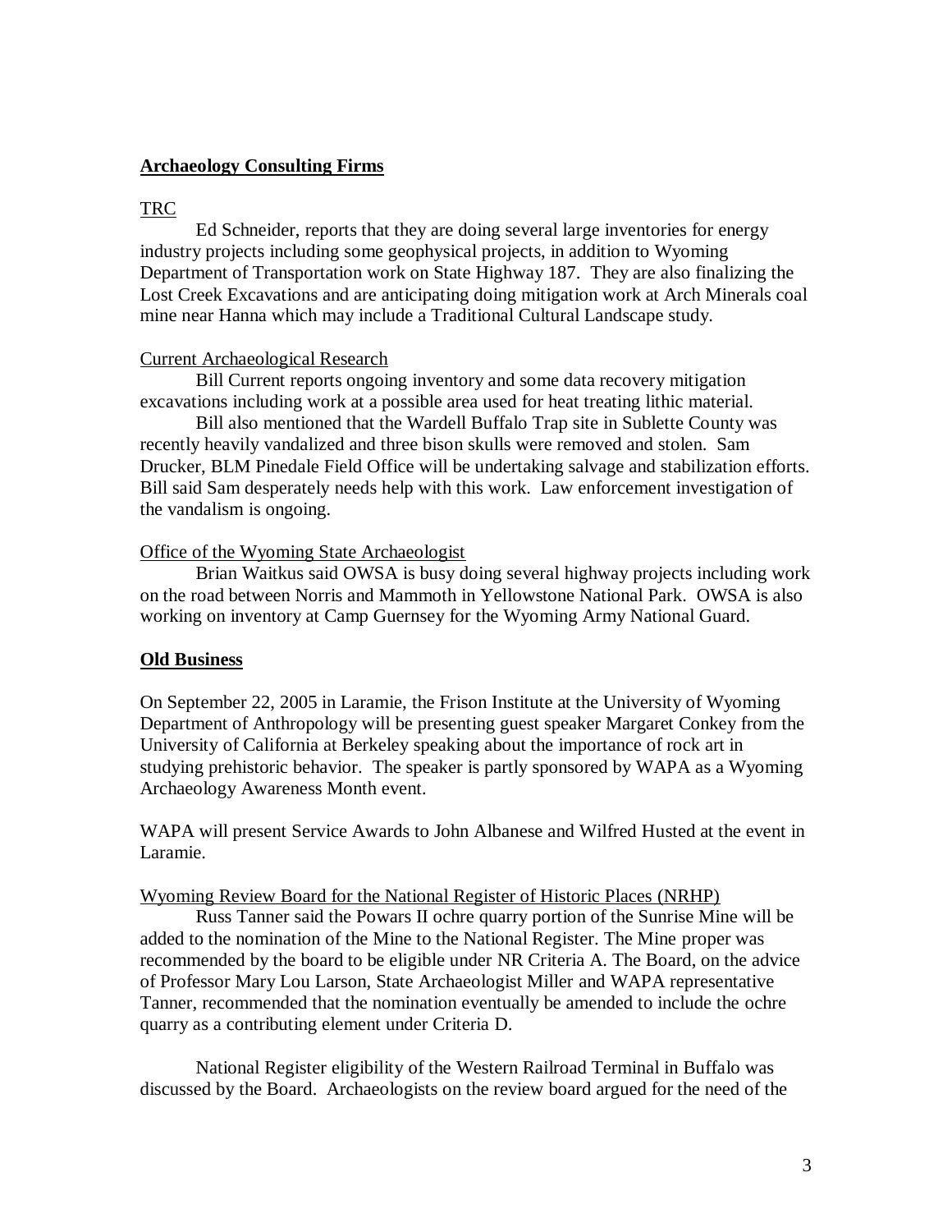## Archaeology Consulting Firms

### TRC

Ed Schneider, reports that they are doing several large inventories for energy industry projects including some geophysical projects, in addition to Wyoming Department of Transportation work on State Highway 187. They are also finalizing the Lost Creek Excavations and are anticipating doing mitigation work at Arch Minerals coal mine near Hanna which may include a Traditional Cultural Landscape study.

### Current Archaeological Research

Bill Current reports ongoing inventory and some data recovery mitigation excavations including work at a possible area used for heat treating lithic material.

Bill also mentioned that the Wardell Buffalo Trap site in Sublette County was recently heavily vandalized and three bison skulls were removed and stolen. Sam Drucker, BLM Pinedale Field Office will be undertaking salvage and stabilization efforts. Bill said Sam desperately needs help with this work. Law enforcement investigation of the vandalism is ongoing.

### Office of the Wyoming State Archaeologist

Brian Waitkus said OWSA is busy doing several highway projects including work on the road between Norris and Mammoth in Yellowstone National Park. OWSA is also working on inventory at Camp Guernsey for the Wyoming Army National Guard.

## Old Business

On September 22, 2005 in Laramie, the Frison Institute at the University of Wyoming Department of Anthropology will be presenting guest speaker Margaret Conkey from the University of California at Berkeley speaking about the importance of rock art in studying prehistoric behavior. The speaker is partly sponsored by WAPA as a Wyoming Archaeology Awareness Month event.

WAPA will present Service Awards to John Albanese and Wilfred Husted at the event in Laramie.

### Wyoming Review Board for the National Register of Historic Places (NRHP)

Russ Tanner said the Powars II ochre quarry portion of the Sunrise Mine will be added to the nomination of the Mine to the National Register. The Mine proper was recommended by the board to be eligible under NR Criteria A. The Board, on the advice of Professor Mary Lou Larson, State Archaeologist Miller and WAPA representative Tanner, recommended that the nomination eventually be amended to include the ochre quarry as a contributing element under Criteria D.

National Register eligibility of the Western Railroad Terminal in Buffalo was discussed by the Board. Archaeologists on the review board argued for the need of the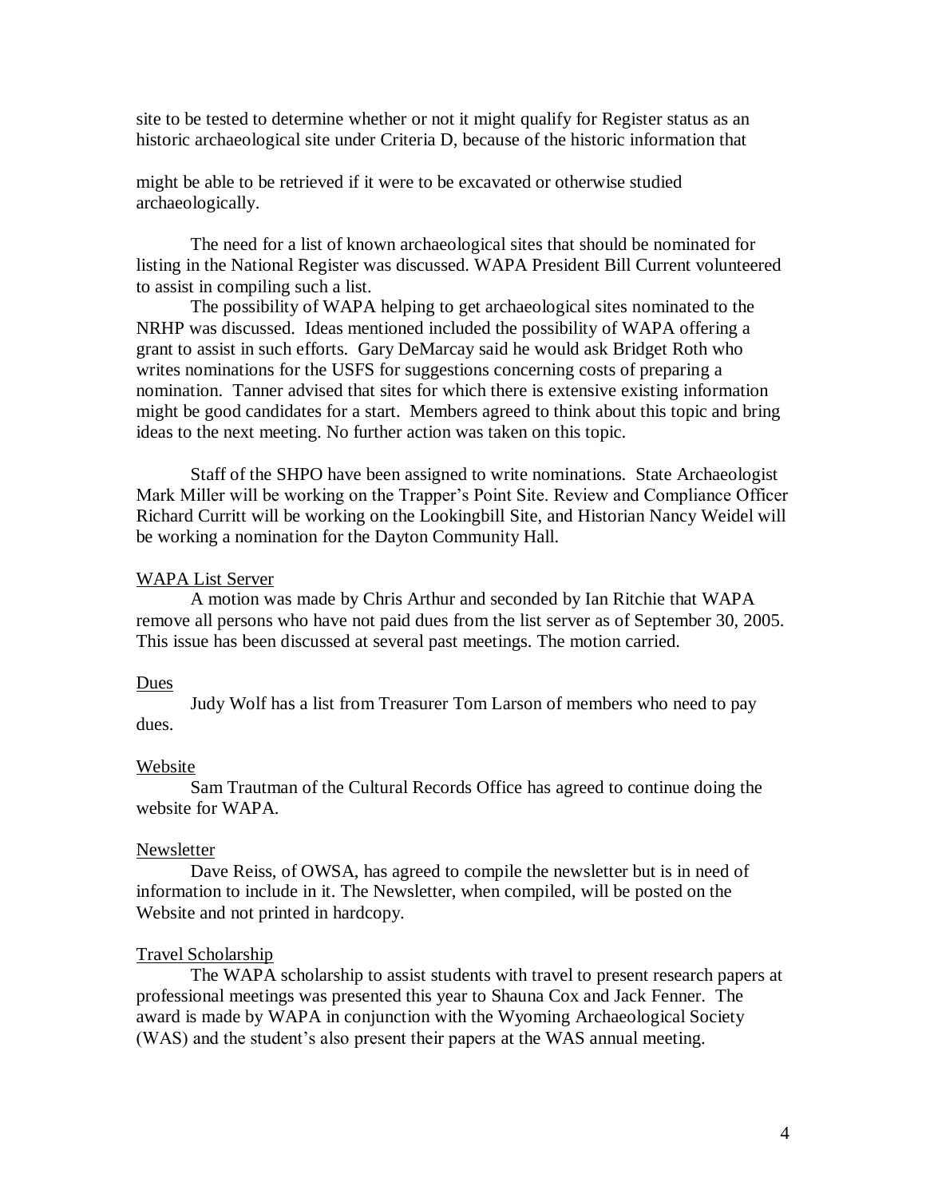site to be tested to determine whether or not it might qualify for Register status as an historic archaeological site under Criteria D, because of the historic information that

might be able to be retrieved if it were to be excavated or otherwise studied archaeologically.

The need for a list of known archaeological sites that should be nominated for listing in the National Register was discussed. WAPA President Bill Current volunteered to assist in compiling such a list.

The possibility of WAPA helping to get archaeological sites nominated to the NRHP was discussed. Ideas mentioned included the possibility of WAPA offering a grant to assist in such efforts. Gary DeMarcay said he would ask Bridget Roth who writes nominations for the USFS for suggestions concerning costs of preparing a nomination. Tanner advised that sites for which there is extensive existing information might be good candidates for a start. Members agreed to think about this topic and bring ideas to the next meeting. No further action was taken on this topic.

Staff of the SHPO have been assigned to write nominations. State Archaeologist Mark Miller will be working on the Trapper's Point Site. Review and Compliance Officer Richard Curritt will be working on the Lookingbill Site, and Historian Nancy Weidel will be working a nomination for the Dayton Community Hall.

<u>WAPA List Server</u>

A motion was made by Chris Arthur and seconded by Ian Ritchie that WAPA remove all persons who have not paid dues from the list server as of September 30, 2005. This issue has been discussed at several past meetings. The motion carried.

<u>Dues</u>

Judy Wolf has a list from Treasurer Tom Larson of members who need to pay dues.

<u>Website</u>

Sam Trautman of the Cultural Records Office has agreed to continue doing the website for WAPA.

<u>Newsletter</u>

Dave Reiss, of OWSA, has agreed to compile the newsletter but is in need of information to include in it. The Newsletter, when compiled, will be posted on the Website and not printed in hardcopy.

<u>Travel Scholarship</u>

The WAPA scholarship to assist students with travel to present research papers at professional meetings was presented this year to Shauna Cox and Jack Fenner. The award is made by WAPA in conjunction with the Wyoming Archaeological Society (WAS) and the student's also present their papers at the WAS annual meeting.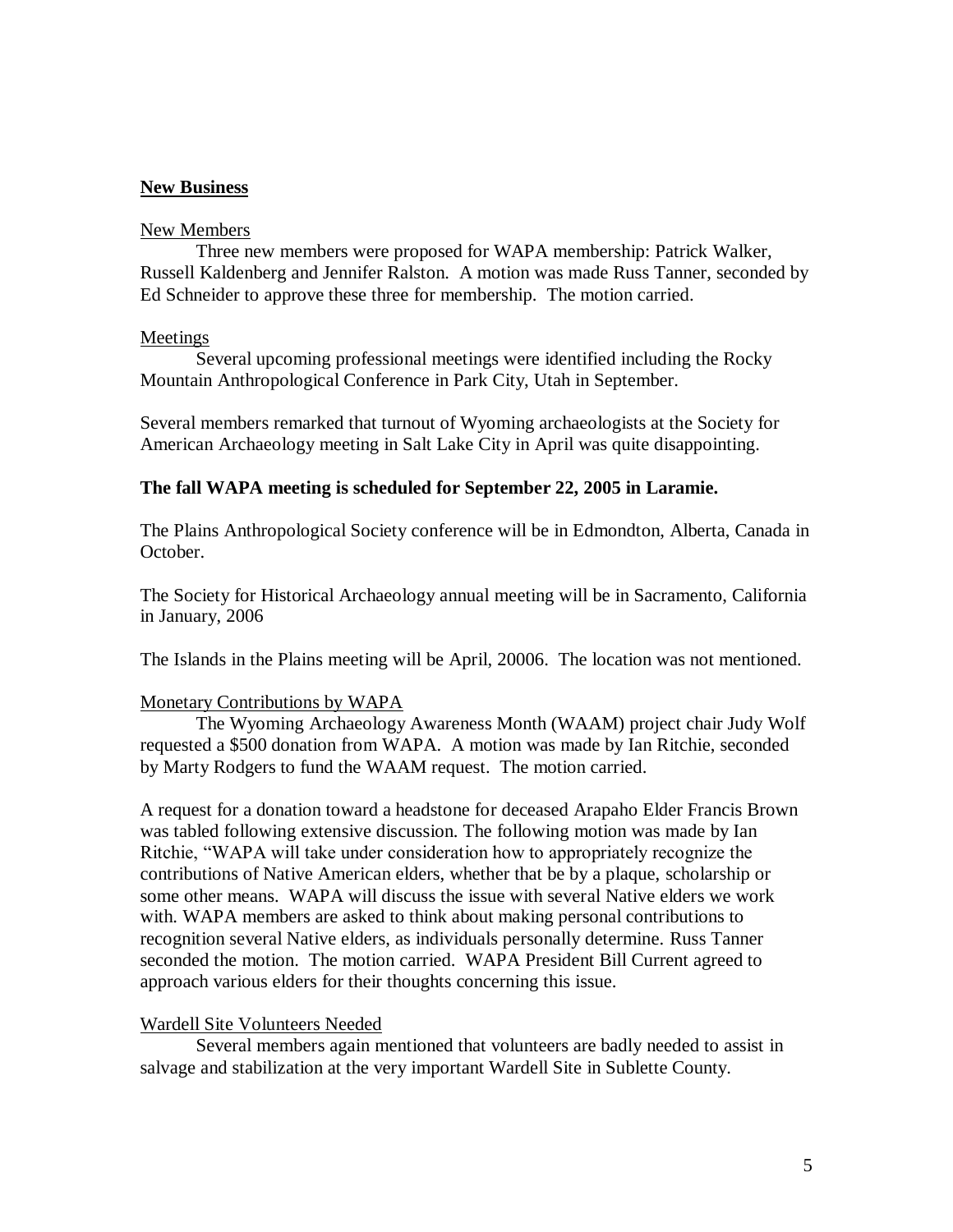**New Business**

New Members

Three new members were proposed for WAPA membership: Patrick Walker, Russell Kaldenberg and Jennifer Ralston. A motion was made Russ Tanner, seconded by Ed Schneider to approve these three for membership. The motion carried.

Meetings

Several upcoming professional meetings were identified including the Rocky Mountain Anthropological Conference in Park City, Utah in September.

Several members remarked that turnout of Wyoming archaeologists at the Society for American Archaeology meeting in Salt Lake City in April was quite disappointing.

**The fall WAPA meeting is scheduled for September 22, 2005 in Laramie.**

The Plains Anthropological Society conference will be in Edmondton, Alberta, Canada in October.

The Society for Historical Archaeology annual meeting will be in Sacramento, California in January, 2006

The Islands in the Plains meeting will be April, 20006. The location was not mentioned.

Monetary Contributions by WAPA

The Wyoming Archaeology Awareness Month (WAAM) project chair Judy Wolf requested a $500 donation from WAPA. A motion was made by Ian Ritchie, seconded by Marty Rodgers to fund the WAAM request. The motion carried.

A request for a donation toward a headstone for deceased Arapaho Elder Francis Brown was tabled following extensive discussion. The following motion was made by Ian Ritchie, "WAPA will take under consideration how to appropriately recognize the contributions of Native American elders, whether that be by a plaque, scholarship or some other means. WAPA will discuss the issue with several Native elders we work with. WAPA members are asked to think about making personal contributions to recognition several Native elders, as individuals personally determine. Russ Tanner seconded the motion. The motion carried. WAPA President Bill Current agreed to approach various elders for their thoughts concerning this issue.

Wardell Site Volunteers Needed

Several members again mentioned that volunteers are badly needed to assist in salvage and stabilization at the very important Wardell Site in Sublette County.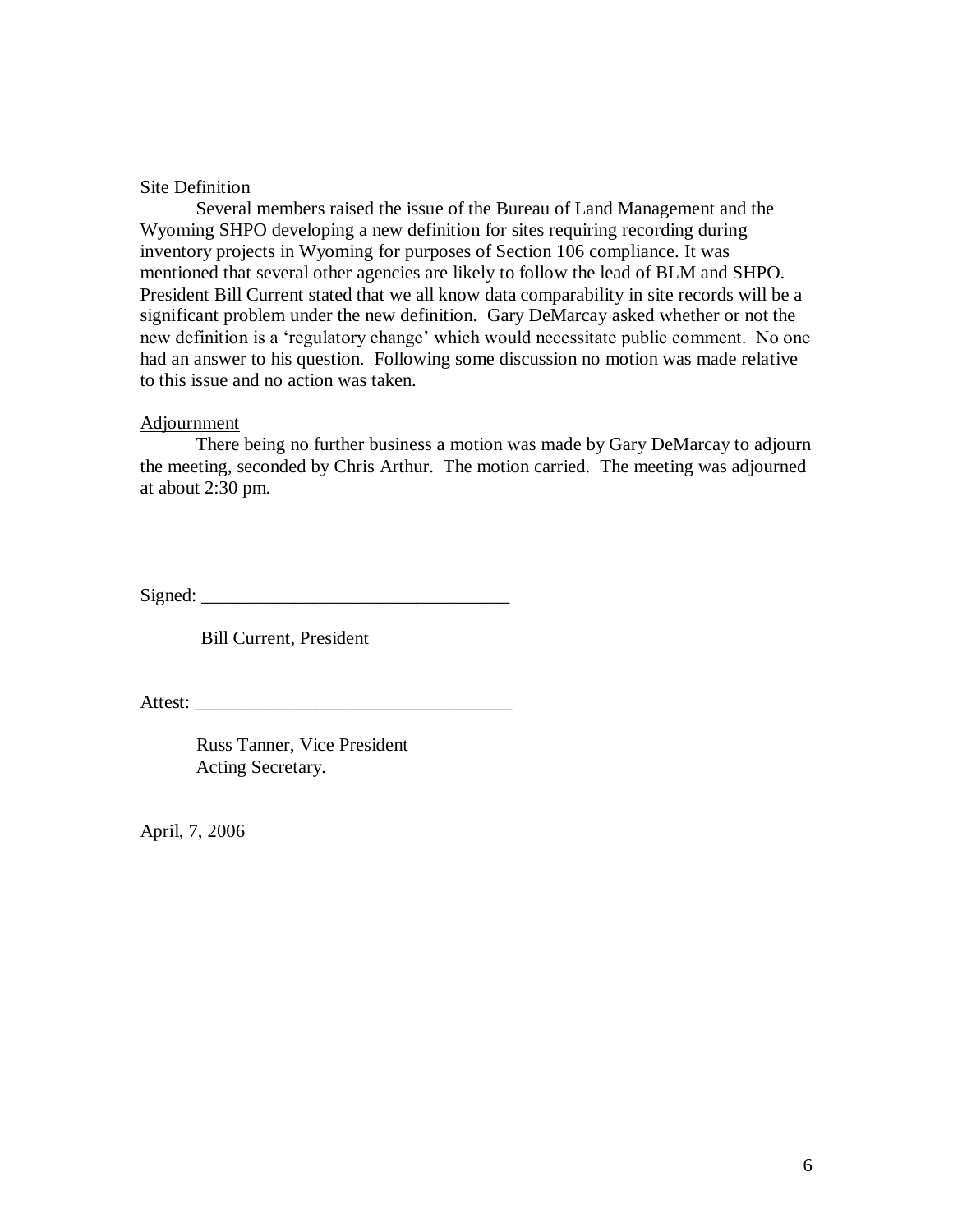<u>Site Definition</u>

Several members raised the issue of the Bureau of Land Management and the Wyoming SHPO developing a new definition for sites requiring recording during inventory projects in Wyoming for purposes of Section 106 compliance. It was mentioned that several other agencies are likely to follow the lead of BLM and SHPO. President Bill Current stated that we all know data comparability in site records will be a significant problem under the new definition. Gary DeMarcay asked whether or not the new definition is a 'regulatory change' which would necessitate public comment. No one had an answer to his question. Following some discussion no motion was made relative to this issue and no action was taken.

<u>Adjournment</u>

There being no further business a motion was made by Gary DeMarcay to adjourn the meeting, seconded by Chris Arthur. The motion carried. The meeting was adjourned at about 2:30 pm.

Signed: ________________________________

Bill Current, President

Attest: ________________________________

Russ Tanner, Vice President
Acting Secretary.

April, 7, 2006